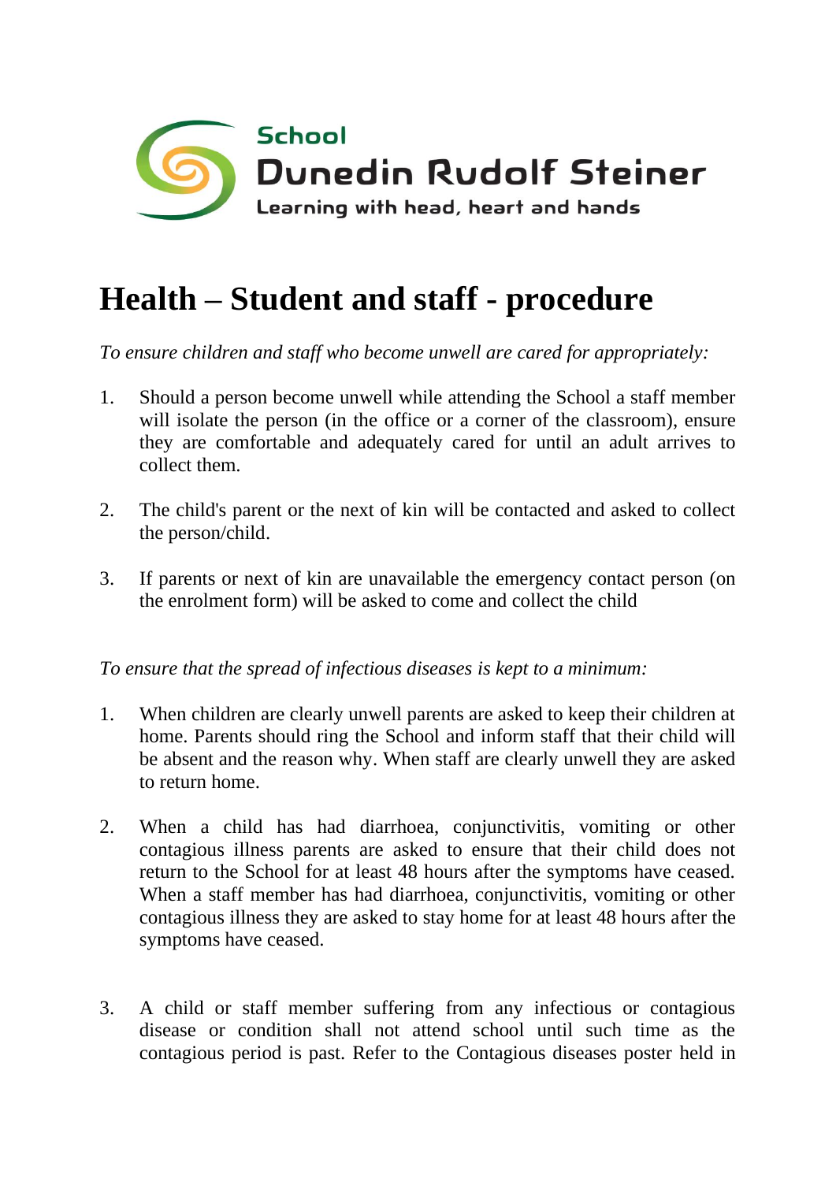School
Dunedin Rudolf Steiner
Learning with head, heart and hands

# Health – Student and staff - procedure

*To ensure children and staff who become unwell are cared for appropriately:*

1. Should a person become unwell while attending the School a staff member will isolate the person (in the office or a corner of the classroom), ensure they are comfortable and adequately cared for until an adult arrives to collect them.

2. The child's parent or the next of kin will be contacted and asked to collect the person/child.

3. If parents or next of kin are unavailable the emergency contact person (on the enrolment form) will be asked to come and collect the child

*To ensure that the spread of infectious diseases is kept to a minimum:*

1. When children are clearly unwell parents are asked to keep their children at home. Parents should ring the School and inform staff that their child will be absent and the reason why. When staff are clearly unwell they are asked to return home.

2. When a child has had diarrhoea, conjunctivitis, vomiting or other contagious illness parents are asked to ensure that their child does not return to the School for at least 48 hours after the symptoms have ceased. When a staff member has had diarrhoea, conjunctivitis, vomiting or other contagious illness they are asked to stay home for at least 48 hours after the symptoms have ceased.

3. A child or staff member suffering from any infectious or contagious disease or condition shall not attend school until such time as the contagious period is past. Refer to the Contagious diseases poster held in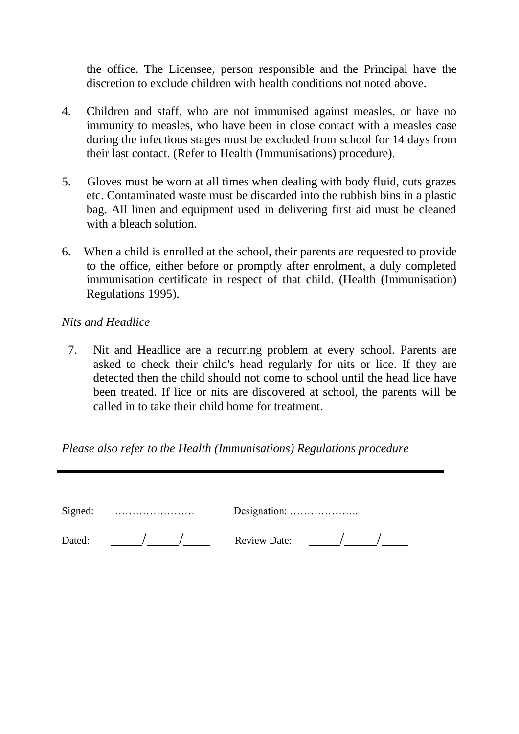the office. The Licensee, person responsible and the Principal have the discretion to exclude children with health conditions not noted above.

4. Children and staff, who are not immunised against measles, or have no immunity to measles, who have been in close contact with a measles case during the infectious stages must be excluded from school for 14 days from their last contact. (Refer to Health (Immunisations) procedure).

5. Gloves must be worn at all times when dealing with body fluid, cuts grazes etc. Contaminated waste must be discarded into the rubbish bins in a plastic bag. All linen and equipment used in delivering first aid must be cleaned with a bleach solution.

6. When a child is enrolled at the school, their parents are requested to provide to the office, either before or promptly after enrolment, a duly completed immunisation certificate in respect of that child. (Health (Immunisation) Regulations 1995).

*Nits and Headlice*

7. Nit and Headlice are a recurring problem at every school. Parents are asked to check their child's head regularly for nits or lice. If they are detected then the child should not come to school until the head lice have been treated. If lice or nits are discovered at school, the parents will be called in to take their child home for treatment.

*Please also refer to the Health (Immunisations) Regulations procedure*

---

Signed: …………………… Designation: ………………..

Dated: \_\_\_\_/\_\_\_\_/\_\_\_\_ Review Date: \_\_\_\_/\_\_\_\_/\_\_\_\_